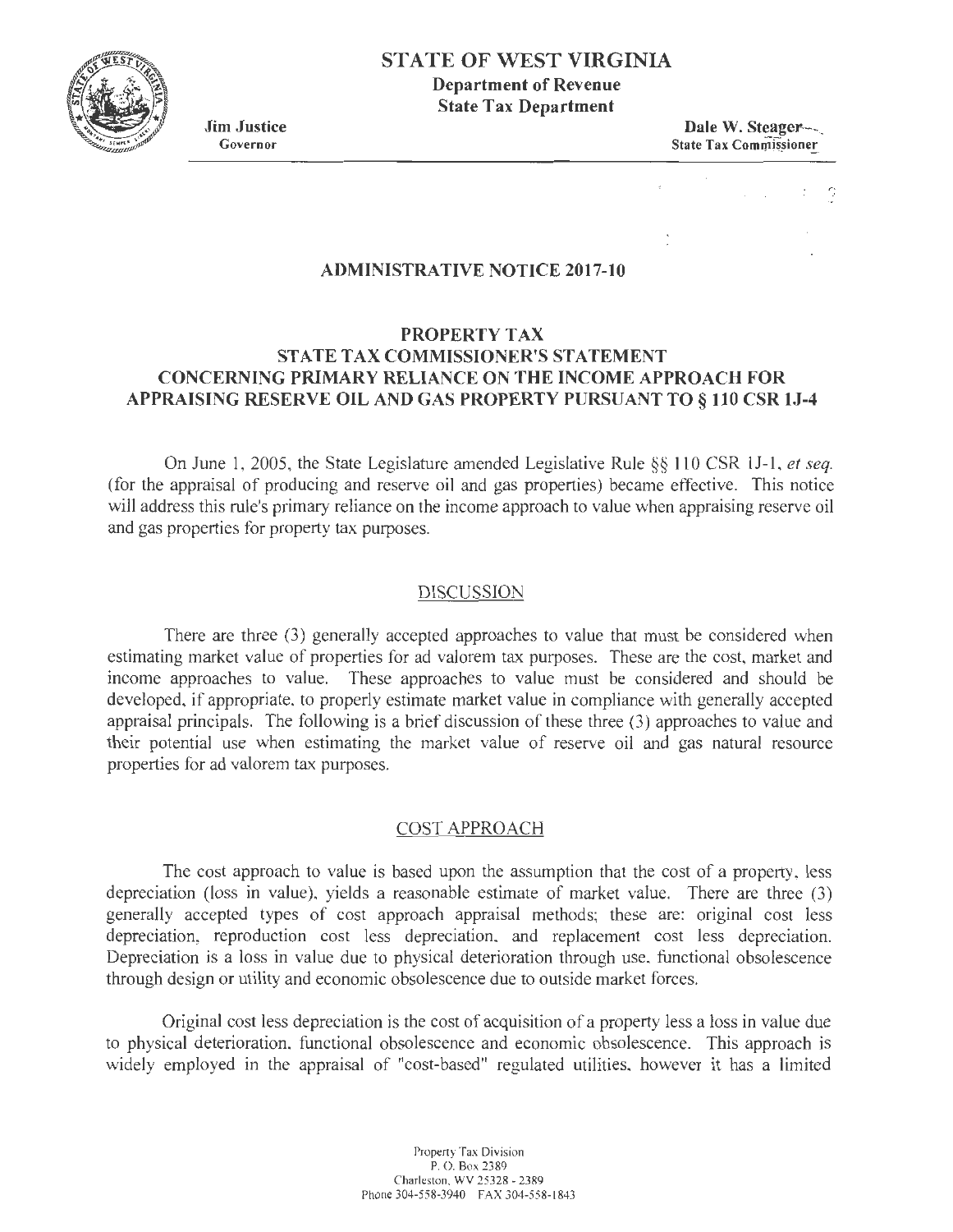# STATE OF WEST VIRGINIA

**Department of Revenue**
**State Tax Department**

**Jim Justice**
Governor

**Dale W. Steager**
State Tax Commissioner

## ADMINISTRATIVE NOTICE 2017-10

## PROPERTY TAX
## STATE TAX COMMISSIONER'S STATEMENT
## CONCERNING PRIMARY RELIANCE ON THE INCOME APPROACH FOR APPRAISING RESERVE OIL AND GAS PROPERTY PURSUANT TO § 110 CSR 1J-4

On June 1, 2005, the State Legislature amended Legislative Rule §§ 110 CSR 1J-1, *et seq.* (for the appraisal of producing and reserve oil and gas properties) became effective. This notice will address this rule's primary reliance on the income approach to value when appraising reserve oil and gas properties for property tax purposes.

### DISCUSSION

There are three (3) generally accepted approaches to value that must be considered when estimating market value of properties for ad valorem tax purposes. These are the cost, market and income approaches to value. These approaches to value must be considered and should be developed, if appropriate, to properly estimate market value in compliance with generally accepted appraisal principals. The following is a brief discussion of these three (3) approaches to value and their potential use when estimating the market value of reserve oil and gas natural resource properties for ad valorem tax purposes.

### COST APPROACH

The cost approach to value is based upon the assumption that the cost of a property, less depreciation (loss in value), yields a reasonable estimate of market value. There are three (3) generally accepted types of cost approach appraisal methods; these are: original cost less depreciation, reproduction cost less depreciation, and replacement cost less depreciation. Depreciation is a loss in value due to physical deterioration through use, functional obsolescence through design or utility and economic obsolescence due to outside market forces.

Original cost less depreciation is the cost of acquisition of a property less a loss in value due to physical deterioration, functional obsolescence and economic obsolescence. This approach is widely employed in the appraisal of "cost-based" regulated utilities, however it has a limited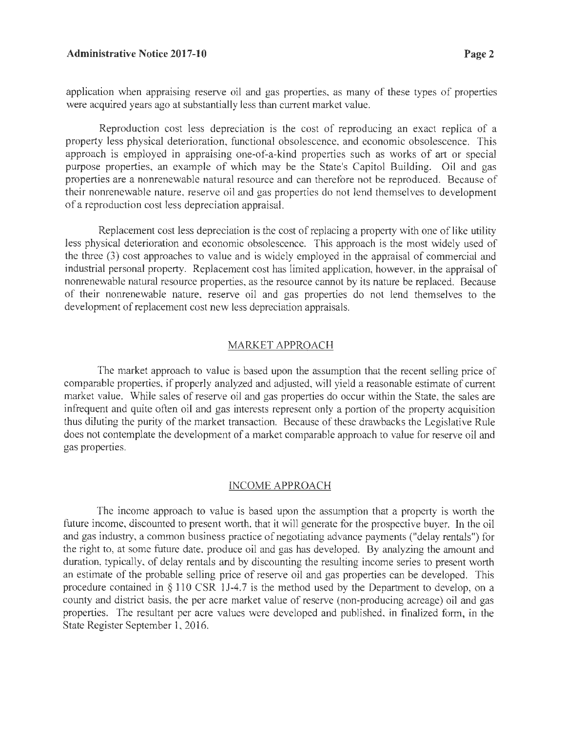application when appraising reserve oil and gas properties, as many of these types of properties were acquired years ago at substantially less than current market value.

Reproduction cost less depreciation is the cost of reproducing an exact replica of a property less physical deterioration, functional obsolescence, and economic obsolescence. This approach is employed in appraising one-of-a-kind properties such as works of art or special purpose properties, an example of which may be the State's Capitol Building. Oil and gas properties are a nonrenewable natural resource and can therefore not be reproduced. Because of their nonrenewable nature, reserve oil and gas properties do not lend themselves to development of a reproduction cost less depreciation appraisal.

Replacement cost less depreciation is the cost of replacing a property with one of like utility less physical deterioration and economic obsolescence. This approach is the most widely used of the three (3) cost approaches to value and is widely employed in the appraisal of commercial and industrial personal property. Replacement cost has limited application, however, in the appraisal of nonrenewable natural resource properties, as the resource cannot by its nature be replaced. Because of their nonrenewable nature, reserve oil and gas properties do not lend themselves to the development of replacement cost new less depreciation appraisals.

## MARKET APPROACH

The market approach to value is based upon the assumption that the recent selling price of comparable properties, if properly analyzed and adjusted, will yield a reasonable estimate of current market value. While sales of reserve oil and gas properties do occur within the State, the sales are infrequent and quite often oil and gas interests represent only a portion of the property acquisition thus diluting the purity of the market transaction. Because of these drawbacks the Legislative Rule does not contemplate the development of a market comparable approach to value for reserve oil and gas properties.

## INCOME APPROACH

The income approach to value is based upon the assumption that a property is worth the future income, discounted to present worth, that it will generate for the prospective buyer. In the oil and gas industry, a common business practice of negotiating advance payments ("delay rentals") for the right to, at some future date, produce oil and gas has developed. By analyzing the amount and duration, typically, of delay rentals and by discounting the resulting income series to present worth an estimate of the probable selling price of reserve oil and gas properties can be developed. This procedure contained in § 110 CSR 1J-4.7 is the method used by the Department to develop, on a county and district basis, the per acre market value of reserve (non-producing acreage) oil and gas properties. The resultant per acre values were developed and published, in finalized form, in the State Register September 1, 2016.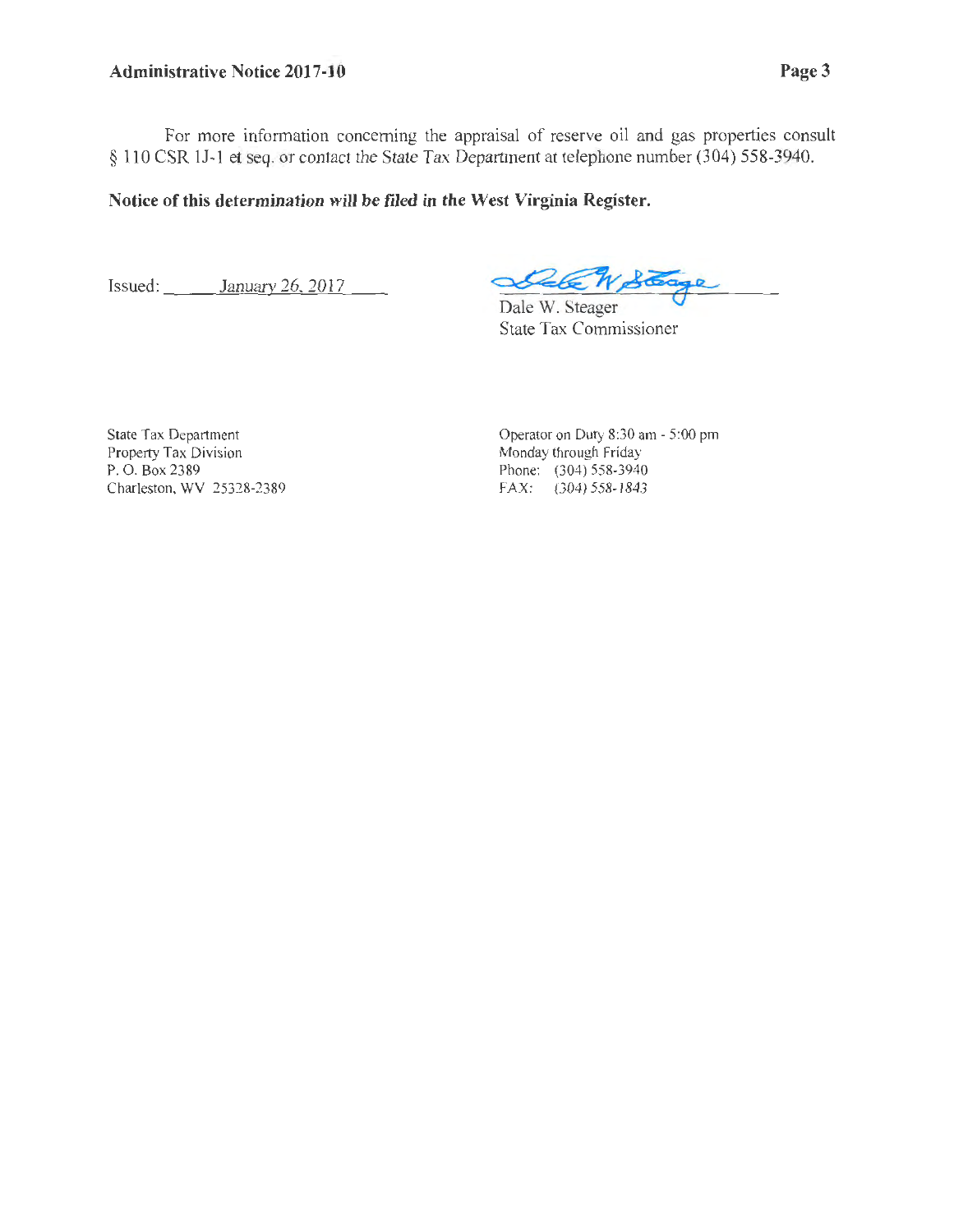For more information concerning the appraisal of reserve oil and gas properties consult § 110 CSR 1J-1 et seq. or contact the State Tax Department at telephone number (304) 558-3940.

**Notice of this determination will be filed in the West Virginia Register.**

Issued: January 26, 2017

Dale W. Steager
State Tax Commissioner

State Tax Department
Property Tax Division
P. O. Box 2389
Charleston, WV 25328-2389

Operator on Duty 8:30 am - 5:00 pm
Monday through Friday
Phone: (304) 558-3940
FAX: (304) 558-1843